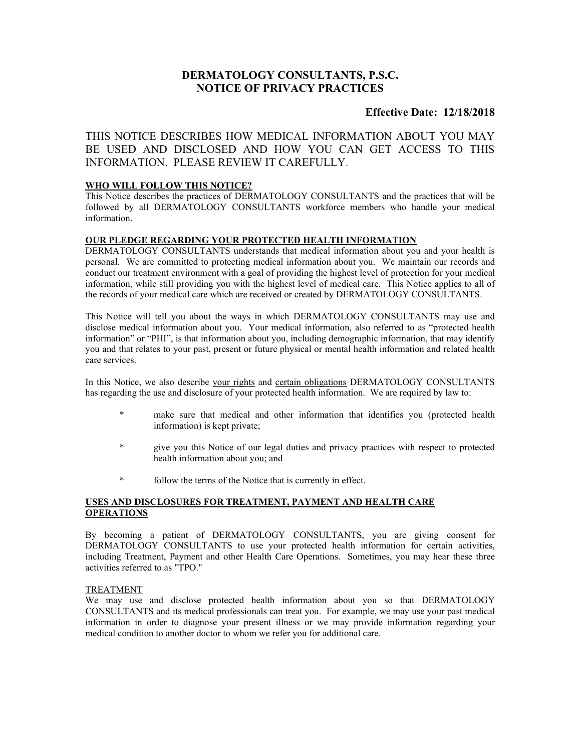# DERMATOLOGY CONSULTANTS, P.S.C.
# NOTICE OF PRIVACY PRACTICES

**Effective Date: 12/18/2018**

THIS NOTICE DESCRIBES HOW MEDICAL INFORMATION ABOUT YOU MAY BE USED AND DISCLOSED AND HOW YOU CAN GET ACCESS TO THIS INFORMATION. PLEASE REVIEW IT CAREFULLY.

## WHO WILL FOLLOW THIS NOTICE?

This Notice describes the practices of DERMATOLOGY CONSULTANTS and the practices that will be followed by all DERMATOLOGY CONSULTANTS workforce members who handle your medical information.

## OUR PLEDGE REGARDING YOUR PROTECTED HEALTH INFORMATION

DERMATOLOGY CONSULTANTS understands that medical information about you and your health is personal. We are committed to protecting medical information about you. We maintain our records and conduct our treatment environment with a goal of providing the highest level of protection for your medical information, while still providing you with the highest level of medical care. This Notice applies to all of the records of your medical care which are received or created by DERMATOLOGY CONSULTANTS.

This Notice will tell you about the ways in which DERMATOLOGY CONSULTANTS may use and disclose medical information about you. Your medical information, also referred to as "protected health information" or "PHI", is that information about you, including demographic information, that may identify you and that relates to your past, present or future physical or mental health information and related health care services.

In this Notice, we also describe your rights and certain obligations DERMATOLOGY CONSULTANTS has regarding the use and disclosure of your protected health information. We are required by law to:

- make sure that medical and other information that identifies you (protected health information) is kept private;
- give you this Notice of our legal duties and privacy practices with respect to protected health information about you; and
- follow the terms of the Notice that is currently in effect.

## USES AND DISCLOSURES FOR TREATMENT, PAYMENT AND HEALTH CARE OPERATIONS

By becoming a patient of DERMATOLOGY CONSULTANTS, you are giving consent for DERMATOLOGY CONSULTANTS to use your protected health information for certain activities, including Treatment, Payment and other Health Care Operations. Sometimes, you may hear these three activities referred to as "TPO."

### TREATMENT

We may use and disclose protected health information about you so that DERMATOLOGY CONSULTANTS and its medical professionals can treat you. For example, we may use your past medical information in order to diagnose your present illness or we may provide information regarding your medical condition to another doctor to whom we refer you for additional care.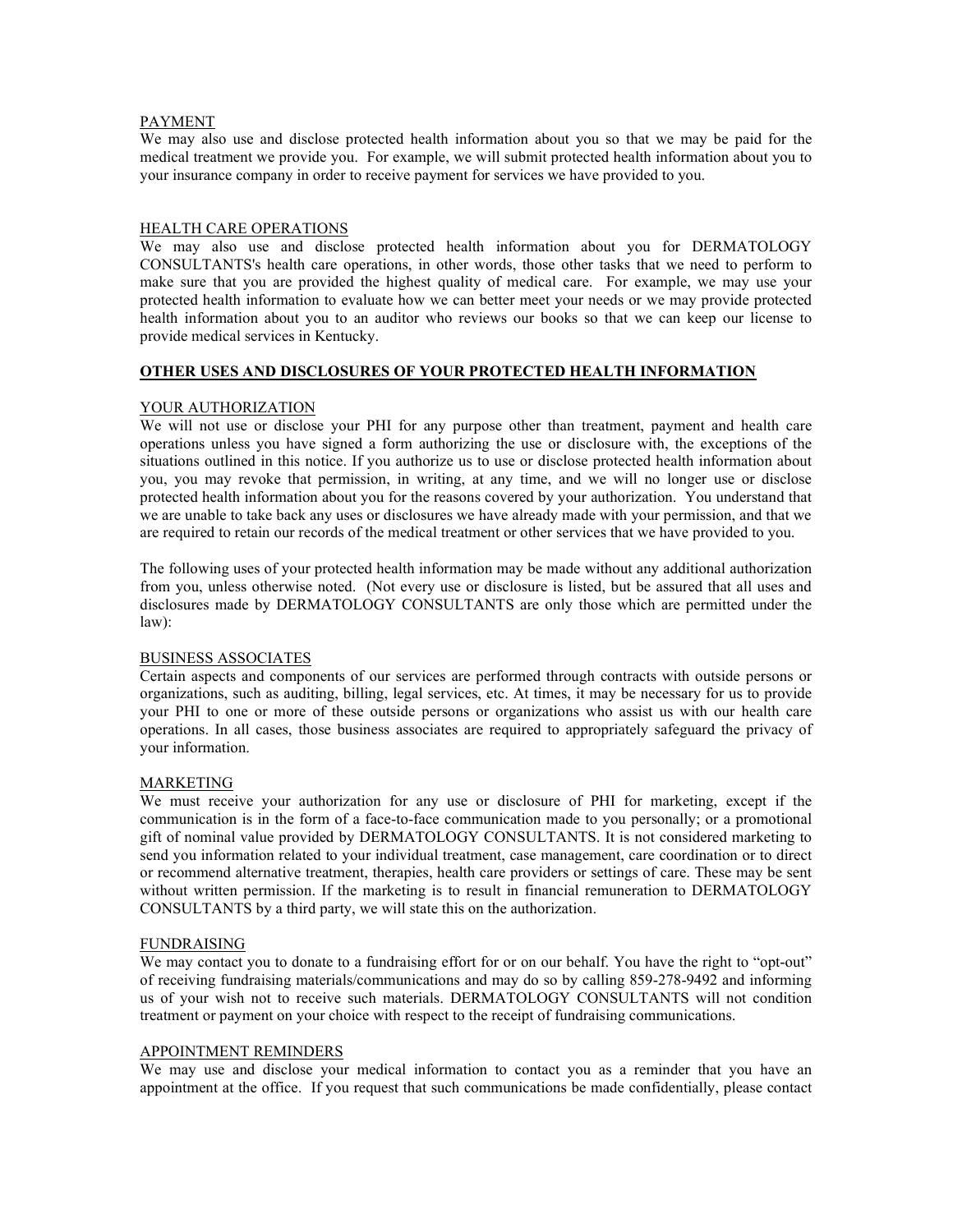PAYMENT

We may also use and disclose protected health information about you so that we may be paid for the medical treatment we provide you. For example, we will submit protected health information about you to your insurance company in order to receive payment for services we have provided to you.

HEALTH CARE OPERATIONS

We may also use and disclose protected health information about you for DERMATOLOGY CONSULTANTS's health care operations, in other words, those other tasks that we need to perform to make sure that you are provided the highest quality of medical care. For example, we may use your protected health information to evaluate how we can better meet your needs or we may provide protected health information about you to an auditor who reviews our books so that we can keep our license to provide medical services in Kentucky.

## OTHER USES AND DISCLOSURES OF YOUR PROTECTED HEALTH INFORMATION

YOUR AUTHORIZATION

We will not use or disclose your PHI for any purpose other than treatment, payment and health care operations unless you have signed a form authorizing the use or disclosure with, the exceptions of the situations outlined in this notice. If you authorize us to use or disclose protected health information about you, you may revoke that permission, in writing, at any time, and we will no longer use or disclose protected health information about you for the reasons covered by your authorization. You understand that we are unable to take back any uses or disclosures we have already made with your permission, and that we are required to retain our records of the medical treatment or other services that we have provided to you.

The following uses of your protected health information may be made without any additional authorization from you, unless otherwise noted. (Not every use or disclosure is listed, but be assured that all uses and disclosures made by DERMATOLOGY CONSULTANTS are only those which are permitted under the law):

BUSINESS ASSOCIATES

Certain aspects and components of our services are performed through contracts with outside persons or organizations, such as auditing, billing, legal services, etc. At times, it may be necessary for us to provide your PHI to one or more of these outside persons or organizations who assist us with our health care operations. In all cases, those business associates are required to appropriately safeguard the privacy of your information.

MARKETING

We must receive your authorization for any use or disclosure of PHI for marketing, except if the communication is in the form of a face-to-face communication made to you personally; or a promotional gift of nominal value provided by DERMATOLOGY CONSULTANTS. It is not considered marketing to send you information related to your individual treatment, case management, care coordination or to direct or recommend alternative treatment, therapies, health care providers or settings of care. These may be sent without written permission. If the marketing is to result in financial remuneration to DERMATOLOGY CONSULTANTS by a third party, we will state this on the authorization.

FUNDRAISING

We may contact you to donate to a fundraising effort for or on our behalf. You have the right to "opt-out" of receiving fundraising materials/communications and may do so by calling 859-278-9492 and informing us of your wish not to receive such materials. DERMATOLOGY CONSULTANTS will not condition treatment or payment on your choice with respect to the receipt of fundraising communications.

APPOINTMENT REMINDERS

We may use and disclose your medical information to contact you as a reminder that you have an appointment at the office. If you request that such communications be made confidentially, please contact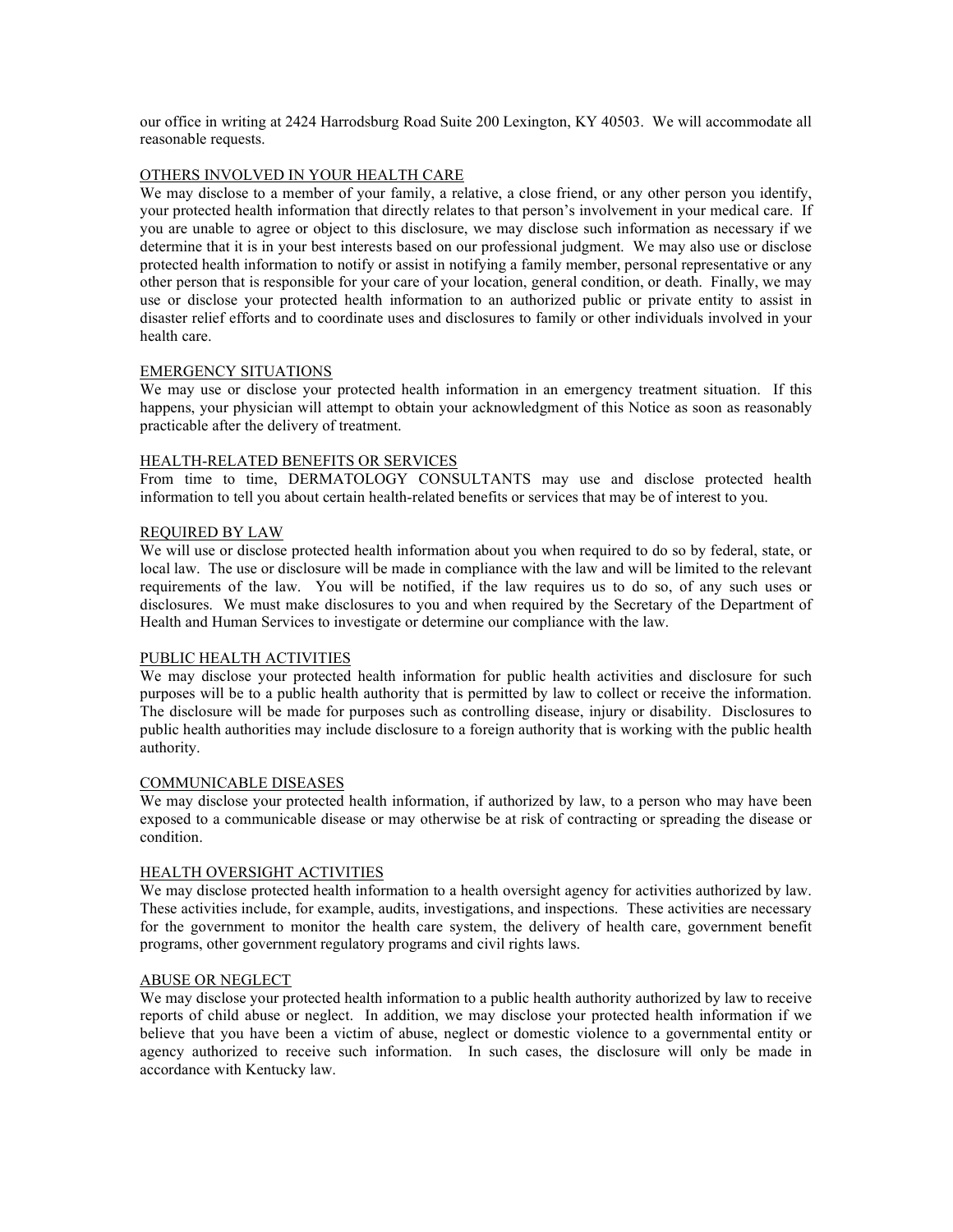our office in writing at 2424 Harrodsburg Road Suite 200 Lexington, KY 40503. We will accommodate all reasonable requests.

### OTHERS INVOLVED IN YOUR HEALTH CARE

We may disclose to a member of your family, a relative, a close friend, or any other person you identify, your protected health information that directly relates to that person's involvement in your medical care. If you are unable to agree or object to this disclosure, we may disclose such information as necessary if we determine that it is in your best interests based on our professional judgment. We may also use or disclose protected health information to notify or assist in notifying a family member, personal representative or any other person that is responsible for your care of your location, general condition, or death. Finally, we may use or disclose your protected health information to an authorized public or private entity to assist in disaster relief efforts and to coordinate uses and disclosures to family or other individuals involved in your health care.

### EMERGENCY SITUATIONS

We may use or disclose your protected health information in an emergency treatment situation. If this happens, your physician will attempt to obtain your acknowledgment of this Notice as soon as reasonably practicable after the delivery of treatment.

### HEALTH-RELATED BENEFITS OR SERVICES

From time to time, DERMATOLOGY CONSULTANTS may use and disclose protected health information to tell you about certain health-related benefits or services that may be of interest to you.

### REQUIRED BY LAW

We will use or disclose protected health information about you when required to do so by federal, state, or local law. The use or disclosure will be made in compliance with the law and will be limited to the relevant requirements of the law. You will be notified, if the law requires us to do so, of any such uses or disclosures. We must make disclosures to you and when required by the Secretary of the Department of Health and Human Services to investigate or determine our compliance with the law.

### PUBLIC HEALTH ACTIVITIES

We may disclose your protected health information for public health activities and disclosure for such purposes will be to a public health authority that is permitted by law to collect or receive the information. The disclosure will be made for purposes such as controlling disease, injury or disability. Disclosures to public health authorities may include disclosure to a foreign authority that is working with the public health authority.

### COMMUNICABLE DISEASES

We may disclose your protected health information, if authorized by law, to a person who may have been exposed to a communicable disease or may otherwise be at risk of contracting or spreading the disease or condition.

### HEALTH OVERSIGHT ACTIVITIES

We may disclose protected health information to a health oversight agency for activities authorized by law. These activities include, for example, audits, investigations, and inspections. These activities are necessary for the government to monitor the health care system, the delivery of health care, government benefit programs, other government regulatory programs and civil rights laws.

### ABUSE OR NEGLECT

We may disclose your protected health information to a public health authority authorized by law to receive reports of child abuse or neglect. In addition, we may disclose your protected health information if we believe that you have been a victim of abuse, neglect or domestic violence to a governmental entity or agency authorized to receive such information. In such cases, the disclosure will only be made in accordance with Kentucky law.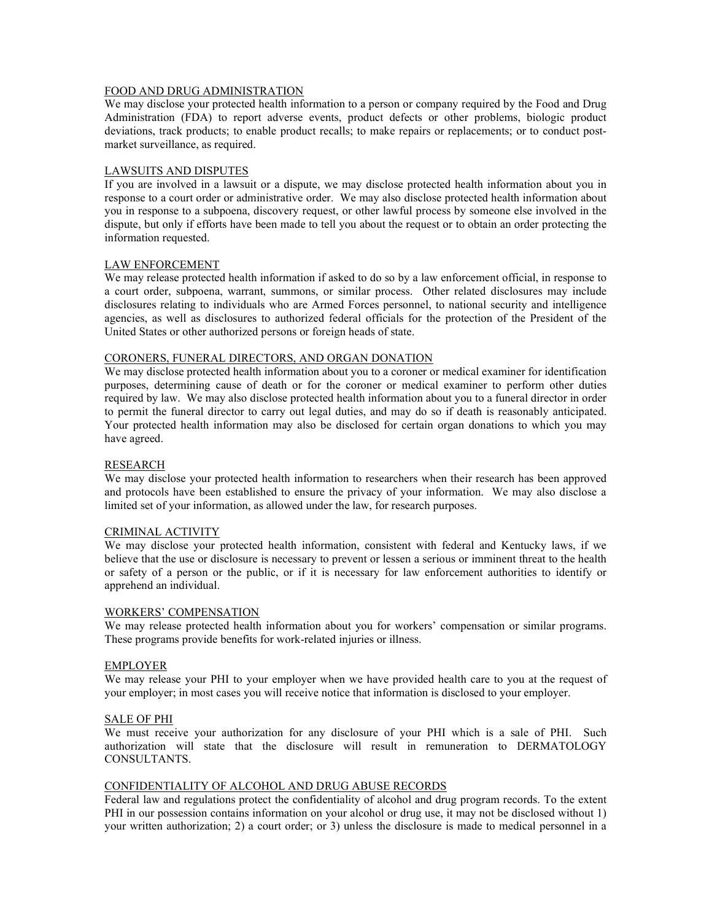## FOOD AND DRUG ADMINISTRATION

We may disclose your protected health information to a person or company required by the Food and Drug Administration (FDA) to report adverse events, product defects or other problems, biologic product deviations, track products; to enable product recalls; to make repairs or replacements; or to conduct post-market surveillance, as required.

## LAWSUITS AND DISPUTES

If you are involved in a lawsuit or a dispute, we may disclose protected health information about you in response to a court order or administrative order. We may also disclose protected health information about you in response to a subpoena, discovery request, or other lawful process by someone else involved in the dispute, but only if efforts have been made to tell you about the request or to obtain an order protecting the information requested.

## LAW ENFORCEMENT

We may release protected health information if asked to do so by a law enforcement official, in response to a court order, subpoena, warrant, summons, or similar process. Other related disclosures may include disclosures relating to individuals who are Armed Forces personnel, to national security and intelligence agencies, as well as disclosures to authorized federal officials for the protection of the President of the United States or other authorized persons or foreign heads of state.

## CORONERS, FUNERAL DIRECTORS, AND ORGAN DONATION

We may disclose protected health information about you to a coroner or medical examiner for identification purposes, determining cause of death or for the coroner or medical examiner to perform other duties required by law. We may also disclose protected health information about you to a funeral director in order to permit the funeral director to carry out legal duties, and may do so if death is reasonably anticipated. Your protected health information may also be disclosed for certain organ donations to which you may have agreed.

## RESEARCH

We may disclose your protected health information to researchers when their research has been approved and protocols have been established to ensure the privacy of your information. We may also disclose a limited set of your information, as allowed under the law, for research purposes.

## CRIMINAL ACTIVITY

We may disclose your protected health information, consistent with federal and Kentucky laws, if we believe that the use or disclosure is necessary to prevent or lessen a serious or imminent threat to the health or safety of a person or the public, or if it is necessary for law enforcement authorities to identify or apprehend an individual.

## WORKERS' COMPENSATION

We may release protected health information about you for workers' compensation or similar programs. These programs provide benefits for work-related injuries or illness.

## EMPLOYER

We may release your PHI to your employer when we have provided health care to you at the request of your employer; in most cases you will receive notice that information is disclosed to your employer.

## SALE OF PHI

We must receive your authorization for any disclosure of your PHI which is a sale of PHI. Such authorization will state that the disclosure will result in remuneration to DERMATOLOGY CONSULTANTS.

## CONFIDENTIALITY OF ALCOHOL AND DRUG ABUSE RECORDS

Federal law and regulations protect the confidentiality of alcohol and drug program records. To the extent PHI in our possession contains information on your alcohol or drug use, it may not be disclosed without 1) your written authorization; 2) a court order; or 3) unless the disclosure is made to medical personnel in a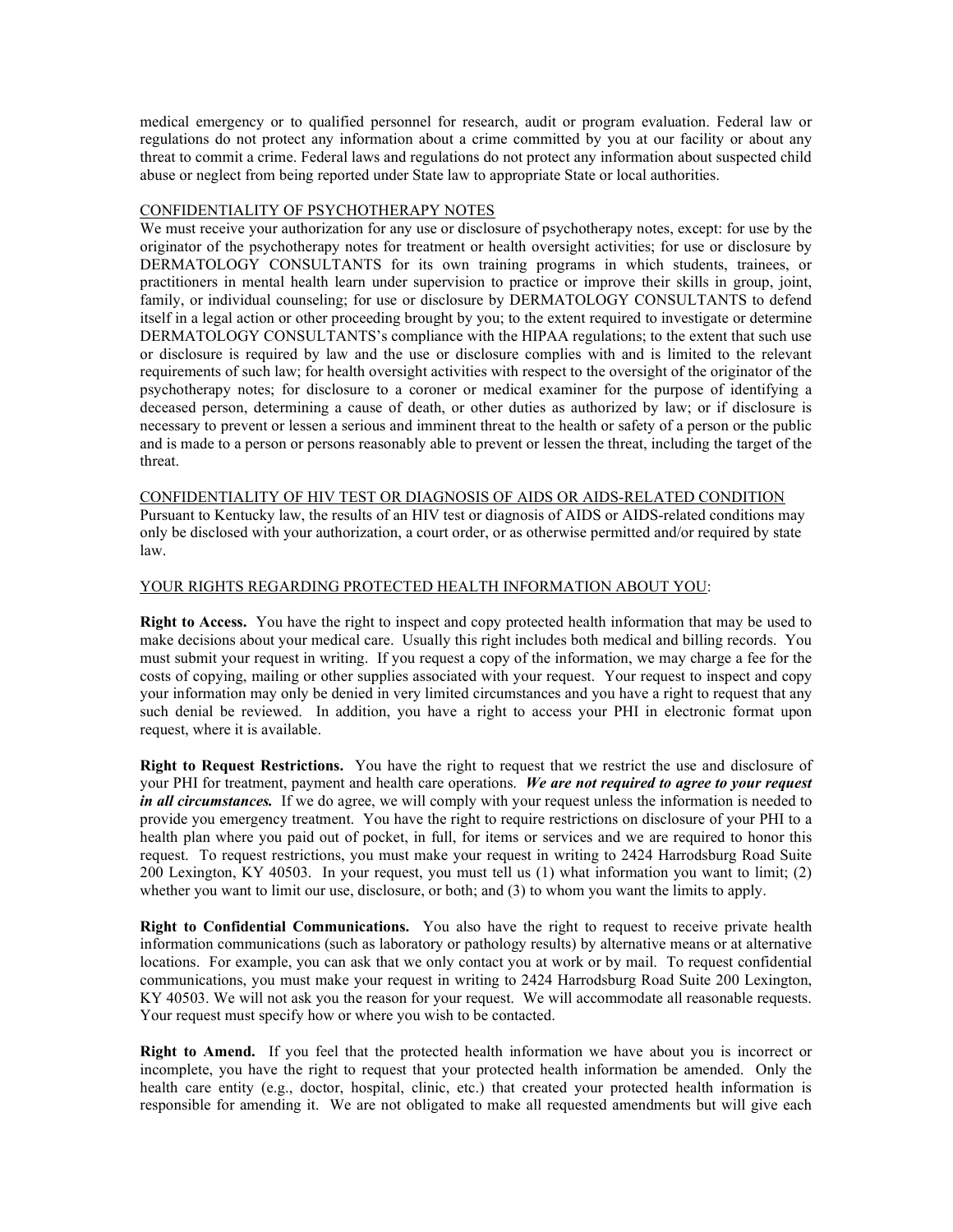medical emergency or to qualified personnel for research, audit or program evaluation. Federal law or regulations do not protect any information about a crime committed by you at our facility or about any threat to commit a crime. Federal laws and regulations do not protect any information about suspected child abuse or neglect from being reported under State law to appropriate State or local authorities.

CONFIDENTIALITY OF PSYCHOTHERAPY NOTES

We must receive your authorization for any use or disclosure of psychotherapy notes, except: for use by the originator of the psychotherapy notes for treatment or health oversight activities; for use or disclosure by DERMATOLOGY CONSULTANTS for its own training programs in which students, trainees, or practitioners in mental health learn under supervision to practice or improve their skills in group, joint, family, or individual counseling; for use or disclosure by DERMATOLOGY CONSULTANTS to defend itself in a legal action or other proceeding brought by you; to the extent required to investigate or determine DERMATOLOGY CONSULTANTS's compliance with the HIPAA regulations; to the extent that such use or disclosure is required by law and the use or disclosure complies with and is limited to the relevant requirements of such law; for health oversight activities with respect to the oversight of the originator of the psychotherapy notes; for disclosure to a coroner or medical examiner for the purpose of identifying a deceased person, determining a cause of death, or other duties as authorized by law; or if disclosure is necessary to prevent or lessen a serious and imminent threat to the health or safety of a person or the public and is made to a person or persons reasonably able to prevent or lessen the threat, including the target of the threat.

CONFIDENTIALITY OF HIV TEST OR DIAGNOSIS OF AIDS OR AIDS-RELATED CONDITION

Pursuant to Kentucky law, the results of an HIV test or diagnosis of AIDS or AIDS-related conditions may only be disclosed with your authorization, a court order, or as otherwise permitted and/or required by state law.

YOUR RIGHTS REGARDING PROTECTED HEALTH INFORMATION ABOUT YOU:

**Right to Access.** You have the right to inspect and copy protected health information that may be used to make decisions about your medical care. Usually this right includes both medical and billing records. You must submit your request in writing. If you request a copy of the information, we may charge a fee for the costs of copying, mailing or other supplies associated with your request. Your request to inspect and copy your information may only be denied in very limited circumstances and you have a right to request that any such denial be reviewed. In addition, you have a right to access your PHI in electronic format upon request, where it is available.

**Right to Request Restrictions.** You have the right to request that we restrict the use and disclosure of your PHI for treatment, payment and health care operations. ***We are not required to agree to your request in all circumstances.*** If we do agree, we will comply with your request unless the information is needed to provide you emergency treatment. You have the right to require restrictions on disclosure of your PHI to a health plan where you paid out of pocket, in full, for items or services and we are required to honor this request. To request restrictions, you must make your request in writing to 2424 Harrodsburg Road Suite 200 Lexington, KY 40503. In your request, you must tell us (1) what information you want to limit; (2) whether you want to limit our use, disclosure, or both; and (3) to whom you want the limits to apply.

**Right to Confidential Communications.** You also have the right to request to receive private health information communications (such as laboratory or pathology results) by alternative means or at alternative locations. For example, you can ask that we only contact you at work or by mail. To request confidential communications, you must make your request in writing to 2424 Harrodsburg Road Suite 200 Lexington, KY 40503. We will not ask you the reason for your request. We will accommodate all reasonable requests. Your request must specify how or where you wish to be contacted.

**Right to Amend.** If you feel that the protected health information we have about you is incorrect or incomplete, you have the right to request that your protected health information be amended. Only the health care entity (e.g., doctor, hospital, clinic, etc.) that created your protected health information is responsible for amending it. We are not obligated to make all requested amendments but will give each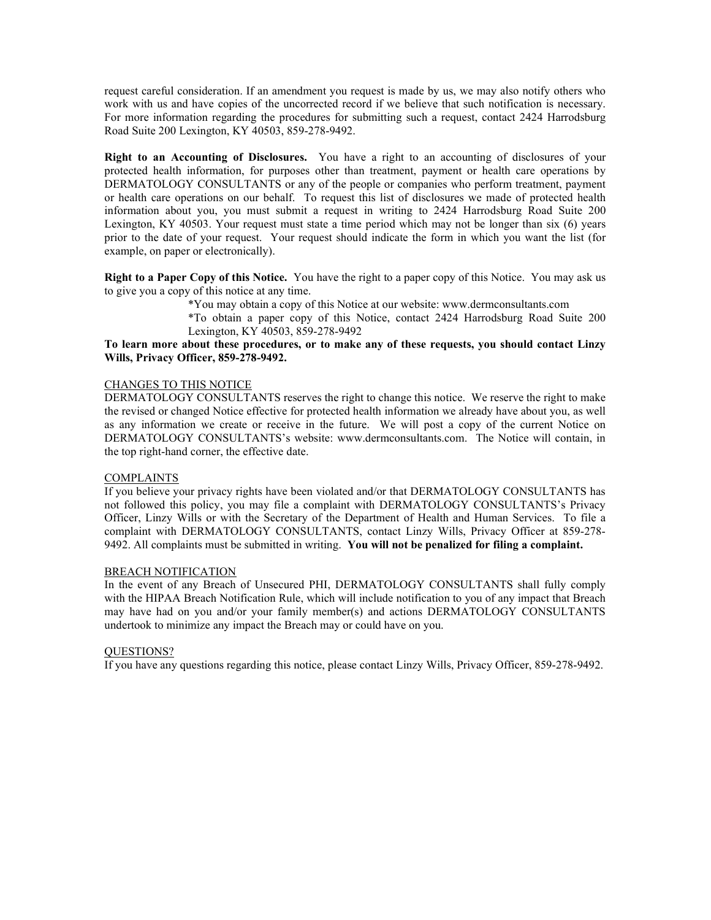request careful consideration. If an amendment you request is made by us, we may also notify others who work with us and have copies of the uncorrected record if we believe that such notification is necessary. For more information regarding the procedures for submitting such a request, contact 2424 Harrodsburg Road Suite 200 Lexington, KY 40503, 859-278-9492.

**Right to an Accounting of Disclosures.** You have a right to an accounting of disclosures of your protected health information, for purposes other than treatment, payment or health care operations by DERMATOLOGY CONSULTANTS or any of the people or companies who perform treatment, payment or health care operations on our behalf. To request this list of disclosures we made of protected health information about you, you must submit a request in writing to 2424 Harrodsburg Road Suite 200 Lexington, KY 40503. Your request must state a time period which may not be longer than six (6) years prior to the date of your request. Your request should indicate the form in which you want the list (for example, on paper or electronically).

**Right to a Paper Copy of this Notice.** You have the right to a paper copy of this Notice. You may ask us to give you a copy of this notice at any time.

*You may obtain a copy of this Notice at our website: www.dermconsultants.com

*To obtain a paper copy of this Notice, contact 2424 Harrodsburg Road Suite 200 Lexington, KY 40503, 859-278-9492

**To learn more about these procedures, or to make any of these requests, you should contact Linzy Wills, Privacy Officer, 859-278-9492.**

## CHANGES TO THIS NOTICE

DERMATOLOGY CONSULTANTS reserves the right to change this notice. We reserve the right to make the revised or changed Notice effective for protected health information we already have about you, as well as any information we create or receive in the future. We will post a copy of the current Notice on DERMATOLOGY CONSULTANTS's website: www.dermconsultants.com. The Notice will contain, in the top right-hand corner, the effective date.

## COMPLAINTS

If you believe your privacy rights have been violated and/or that DERMATOLOGY CONSULTANTS has not followed this policy, you may file a complaint with DERMATOLOGY CONSULTANTS's Privacy Officer, Linzy Wills or with the Secretary of the Department of Health and Human Services. To file a complaint with DERMATOLOGY CONSULTANTS, contact Linzy Wills, Privacy Officer at 859-278-9492. All complaints must be submitted in writing. **You will not be penalized for filing a complaint.**

## BREACH NOTIFICATION

In the event of any Breach of Unsecured PHI, DERMATOLOGY CONSULTANTS shall fully comply with the HIPAA Breach Notification Rule, which will include notification to you of any impact that Breach may have had on you and/or your family member(s) and actions DERMATOLOGY CONSULTANTS undertook to minimize any impact the Breach may or could have on you.

## QUESTIONS?

If you have any questions regarding this notice, please contact Linzy Wills, Privacy Officer, 859-278-9492.